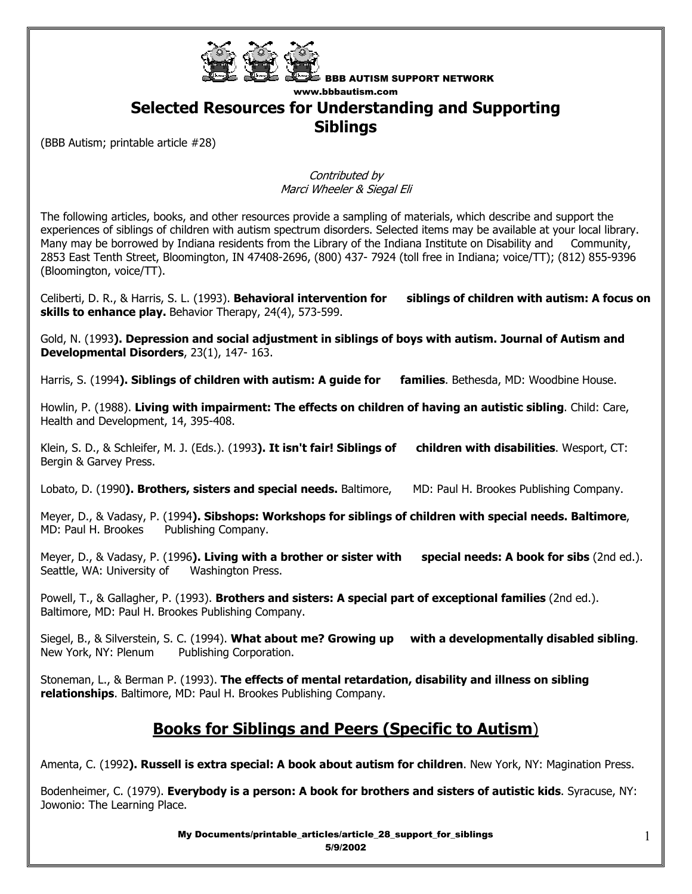BBB AUTISM SUPPORT NETWORK
www.bbbautism.com

# Selected Resources for Understanding and Supporting Siblings

(BBB Autism; printable article #28)

*Contributed by*
*Marci Wheeler & Siegal Eli*

The following articles, books, and other resources provide a sampling of materials, which describe and support the experiences of siblings of children with autism spectrum disorders. Selected items may be available at your local library. Many may be borrowed by Indiana residents from the Library of the Indiana Institute on Disability and Community, 2853 East Tenth Street, Bloomington, IN 47408-2696, (800) 437- 7924 (toll free in Indiana; voice/TT); (812) 855-9396 (Bloomington, voice/TT).

Celiberti, D. R., & Harris, S. L. (1993). **Behavioral intervention for siblings of children with autism: A focus on skills to enhance play.** Behavior Therapy, 24(4), 573-599.

Gold, N. (1993**). Depression and social adjustment in siblings of boys with autism. Journal of Autism and Developmental Disorders**, 23(1), 147- 163.

Harris, S. (1994**). Siblings of children with autism: A guide for families**. Bethesda, MD: Woodbine House.

Howlin, P. (1988). **Living with impairment: The effects on children of having an autistic sibling**. Child: Care, Health and Development, 14, 395-408.

Klein, S. D., & Schleifer, M. J. (Eds.). (1993**). It isn't fair! Siblings of children with disabilities**. Wesport, CT: Bergin & Garvey Press.

Lobato, D. (1990**). Brothers, sisters and special needs.** Baltimore, MD: Paul H. Brookes Publishing Company.

Meyer, D., & Vadasy, P. (1994**). Sibshops: Workshops for siblings of children with special needs. Baltimore**, MD: Paul H. Brookes Publishing Company.

Meyer, D., & Vadasy, P. (1996**). Living with a brother or sister with special needs: A book for sibs** (2nd ed.). Seattle, WA: University of Washington Press.

Powell, T., & Gallagher, P. (1993). **Brothers and sisters: A special part of exceptional families** (2nd ed.). Baltimore, MD: Paul H. Brookes Publishing Company.

Siegel, B., & Silverstein, S. C. (1994). **What about me? Growing up with a developmentally disabled sibling**. New York, NY: Plenum Publishing Corporation.

Stoneman, L., & Berman P. (1993). **The effects of mental retardation, disability and illness on sibling relationships**. Baltimore, MD: Paul H. Brookes Publishing Company.

## Books for Siblings and Peers (Specific to Autism)

Amenta, C. (1992**). Russell is extra special: A book about autism for children**. New York, NY: Magination Press.

Bodenheimer, C. (1979). **Everybody is a person: A book for brothers and sisters of autistic kids**. Syracuse, NY: Jowonio: The Learning Place.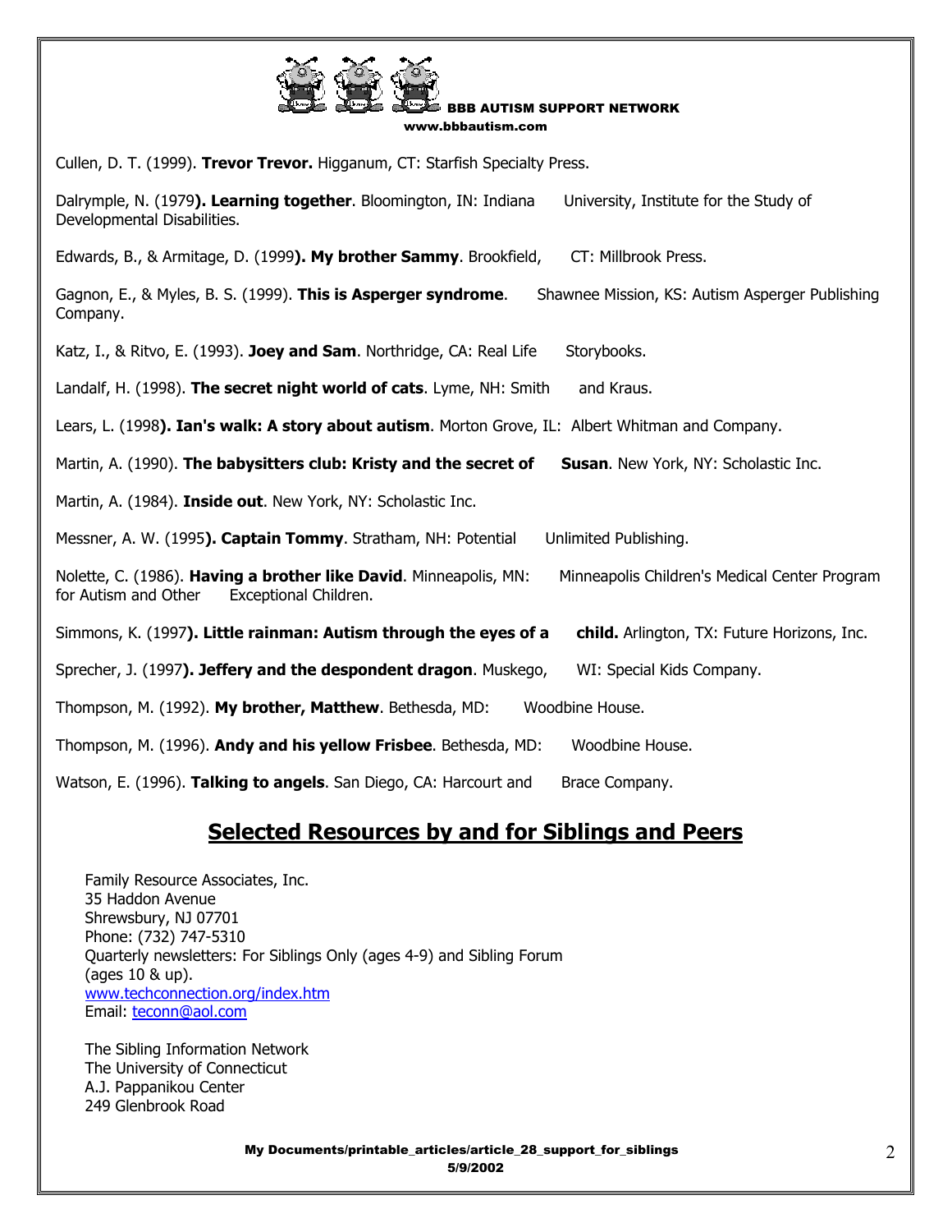Cullen, D. T. (1999). **Trevor Trevor.** Higganum, CT: Starfish Specialty Press.

Dalrymple, N. (1979**). Learning together**. Bloomington, IN: Indiana University, Institute for the Study of Developmental Disabilities.

Edwards, B., & Armitage, D. (1999**). My brother Sammy**. Brookfield, CT: Millbrook Press.

Gagnon, E., & Myles, B. S. (1999). **This is Asperger syndrome**. Shawnee Mission, KS: Autism Asperger Publishing Company.

Katz, I., & Ritvo, E. (1993). **Joey and Sam**. Northridge, CA: Real Life Storybooks.

Landalf, H. (1998). **The secret night world of cats**. Lyme, NH: Smith and Kraus.

Lears, L. (1998**). Ian's walk: A story about autism**. Morton Grove, IL: Albert Whitman and Company.

Martin, A. (1990). **The babysitters club: Kristy and the secret of Susan**. New York, NY: Scholastic Inc.

Martin, A. (1984). **Inside out**. New York, NY: Scholastic Inc.

Messner, A. W. (1995**). Captain Tommy**. Stratham, NH: Potential Unlimited Publishing.

Nolette, C. (1986). **Having a brother like David**. Minneapolis, MN: Minneapolis Children's Medical Center Program for Autism and Other Exceptional Children.

Simmons, K. (1997**). Little rainman: Autism through the eyes of a child.** Arlington, TX: Future Horizons, Inc.

Sprecher, J. (1997**). Jeffery and the despondent dragon**. Muskego, WI: Special Kids Company.

Thompson, M. (1992). **My brother, Matthew**. Bethesda, MD: Woodbine House.

Thompson, M. (1996). **Andy and his yellow Frisbee**. Bethesda, MD: Woodbine House.

Watson, E. (1996). **Talking to angels**. San Diego, CA: Harcourt and Brace Company.

## Selected Resources by and for Siblings and Peers

Family Resource Associates, Inc.
35 Haddon Avenue
Shrewsbury, NJ 07701
Phone: (732) 747-5310
Quarterly newsletters: For Siblings Only (ages 4-9) and Sibling Forum (ages 10 & up).
www.techconnection.org/index.htm
Email: teconn@aol.com

The Sibling Information Network
The University of Connecticut
A.J. Pappanikou Center
249 Glenbrook Road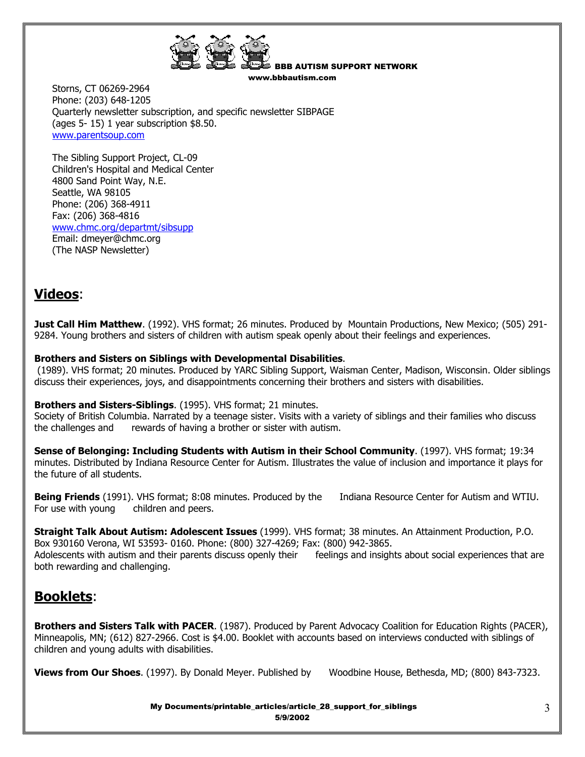Storns, CT 06269-2964
Phone: (203) 648-1205
Quarterly newsletter subscription, and specific newsletter SIBPAGE (ages 5- 15) 1 year subscription $8.50.
www.parentsoup.com

The Sibling Support Project, CL-09
Children's Hospital and Medical Center
4800 Sand Point Way, N.E.
Seattle, WA 98105
Phone: (206) 368-4911
Fax: (206) 368-4816
www.chmc.org/departmt/sibsupp
Email: dmeyer@chmc.org
(The NASP Newsletter)

## **Videos**:

**Just Call Him Matthew**. (1992). VHS format; 26 minutes. Produced by Mountain Productions, New Mexico; (505) 291-9284. Young brothers and sisters of children with autism speak openly about their feelings and experiences.

**Brothers and Sisters on Siblings with Developmental Disabilities**.
(1989). VHS format; 20 minutes. Produced by YARC Sibling Support, Waisman Center, Madison, Wisconsin. Older siblings discuss their experiences, joys, and disappointments concerning their brothers and sisters with disabilities.

**Brothers and Sisters-Siblings**. (1995). VHS format; 21 minutes.
Society of British Columbia. Narrated by a teenage sister. Visits with a variety of siblings and their families who discuss the challenges and rewards of having a brother or sister with autism.

**Sense of Belonging: Including Students with Autism in their School Community**. (1997). VHS format; 19:34 minutes. Distributed by Indiana Resource Center for Autism. Illustrates the value of inclusion and importance it plays for the future of all students.

**Being Friends** (1991). VHS format; 8:08 minutes. Produced by the Indiana Resource Center for Autism and WTIU. For use with young children and peers.

**Straight Talk About Autism: Adolescent Issues** (1999). VHS format; 38 minutes. An Attainment Production, P.O. Box 930160 Verona, WI 53593- 0160. Phone: (800) 327-4269; Fax: (800) 942-3865.
Adolescents with autism and their parents discuss openly their feelings and insights about social experiences that are both rewarding and challenging.

## **Booklets**:

**Brothers and Sisters Talk with PACER**. (1987). Produced by Parent Advocacy Coalition for Education Rights (PACER), Minneapolis, MN; (612) 827-2966. Cost is $4.00. Booklet with accounts based on interviews conducted with siblings of children and young adults with disabilities.

**Views from Our Shoes**. (1997). By Donald Meyer. Published by Woodbine House, Bethesda, MD; (800) 843-7323.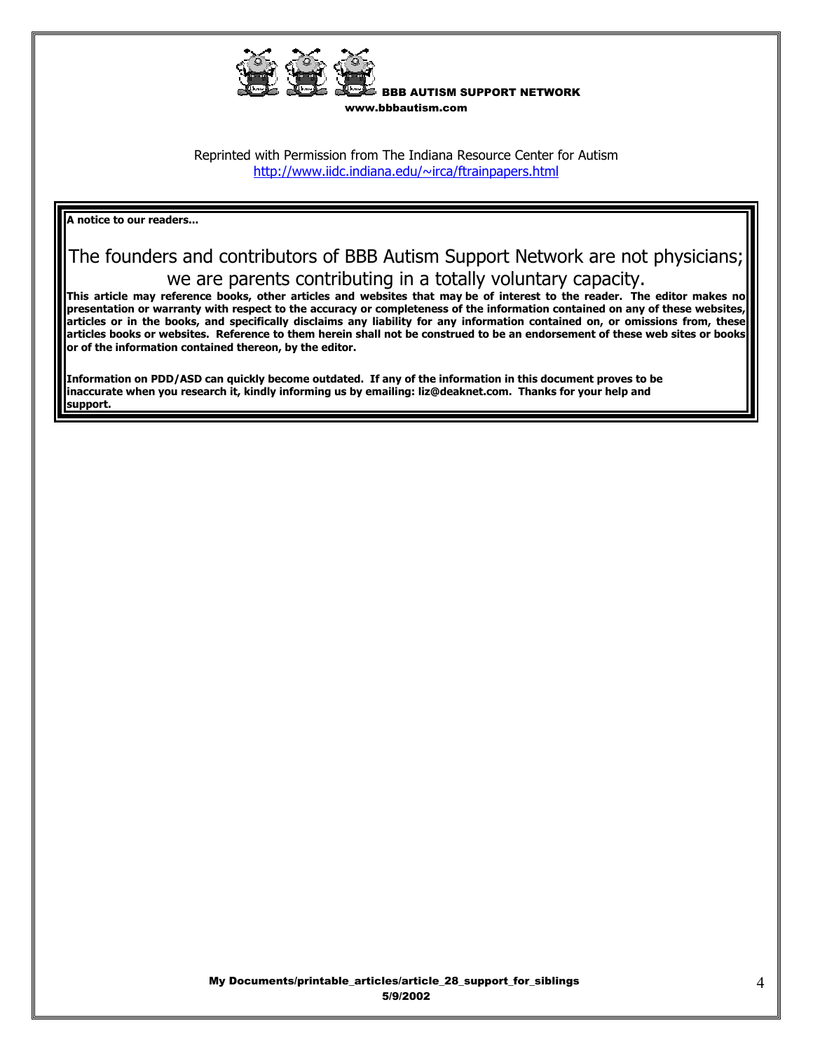**BBB AUTISM SUPPORT NETWORK**
**www.bbbautism.com**

Reprinted with Permission from The Indiana Resource Center for Autism
http://www.iidc.indiana.edu/~irca/ftrainpapers.html

**A notice to our readers...**

The founders and contributors of BBB Autism Support Network are not physicians; we are parents contributing in a totally voluntary capacity.

**This article may reference books, other articles and websites that may be of interest to the reader. The editor makes no presentation or warranty with respect to the accuracy or completeness of the information contained on any of these websites, articles or in the books, and specifically disclaims any liability for any information contained on, or omissions from, these articles books or websites. Reference to them herein shall not be construed to be an endorsement of these web sites or books or of the information contained thereon, by the editor.**

**Information on PDD/ASD can quickly become outdated. If any of the information in this document proves to be inaccurate when you research it, kindly informing us by emailing: liz@deaknet.com. Thanks for your help and support.**

**My Documents/printable_articles/article_28_support_for_siblings**
**5/9/2002**